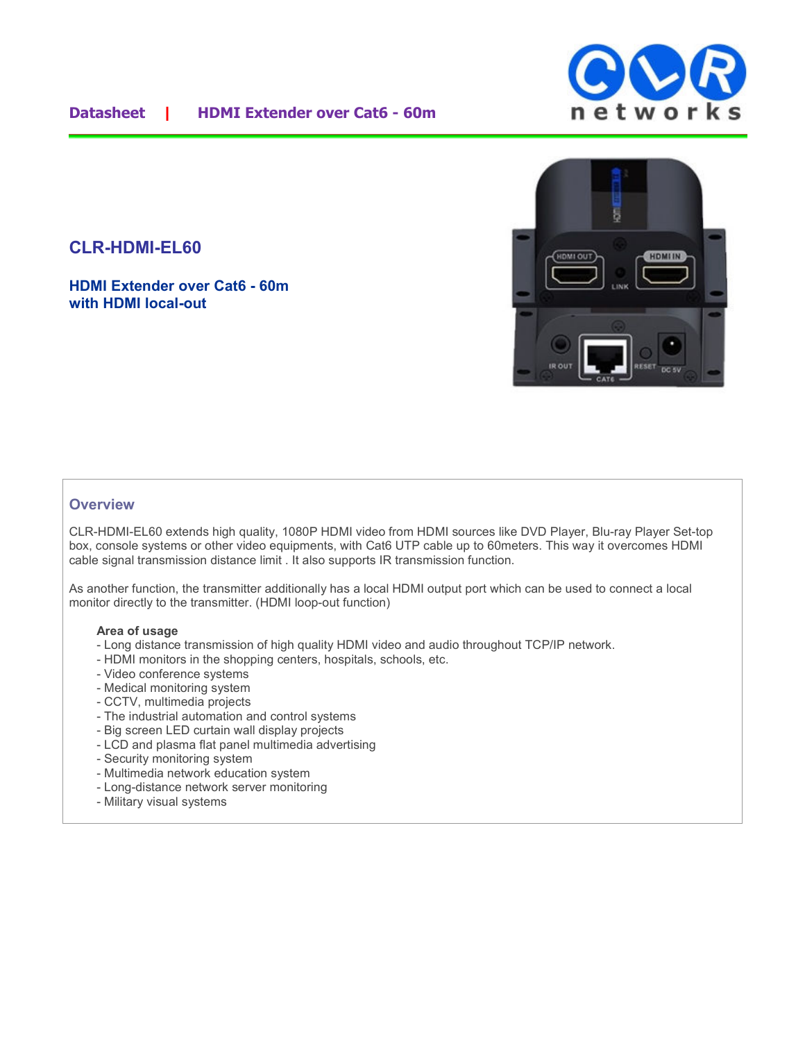# CLR-HDMI-EL60

## HDMI Extender over Cat6 - 60m with HDMI local-out

### Overview

CLR-HDMI-EL60 extends high quality, 1080P HDMI video from HDMI sources like DVD Player, Blu-ray Player Set-top box, console systems or other video equipments, with Cat6 UTP cable up to 60meters. This way it overcomes HDMI cable signal transmission distance limit . It also supports IR transmission function.

As another function, the transmitter additionally has a local HDMI output port which can be used to connect a local monitor directly to the transmitter. (HDMI loop-out function)

**Area of usage**

- Long distance transmission of high quality HDMI video and audio throughout TCP/IP network.
- HDMI monitors in the shopping centers, hospitals, schools, etc.
- Video conference systems
- Medical monitoring system
- CCTV, multimedia projects
- The industrial automation and control systems
- Big screen LED curtain wall display projects
- LCD and plasma flat panel multimedia advertising
- Security monitoring system
- Multimedia network education system
- Long-distance network server monitoring
- Military visual systems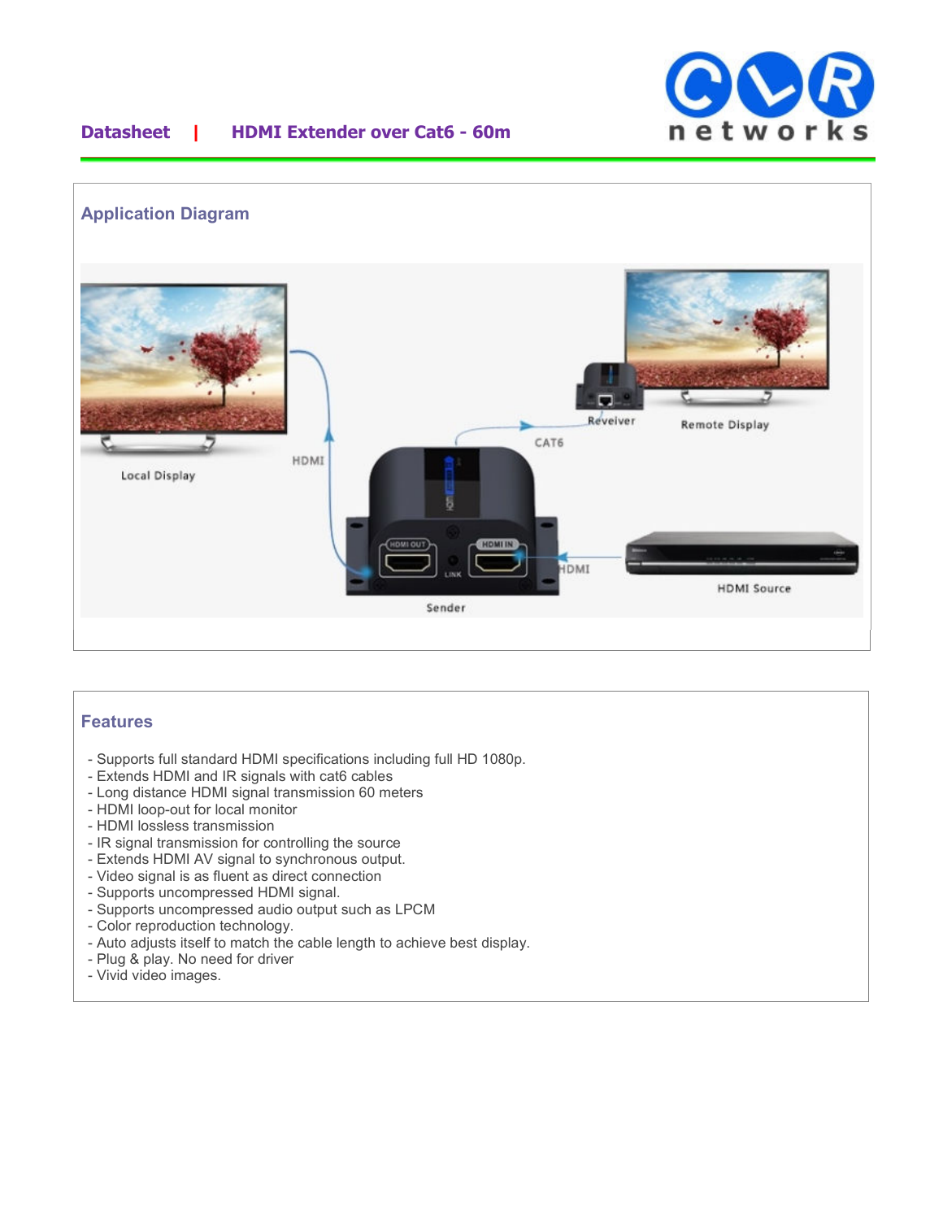## Application Diagram

## Features

- Supports full standard HDMI specifications including full HD 1080p.
- Extends HDMI and IR signals with cat6 cables
- Long distance HDMI signal transmission 60 meters
- HDMI loop-out for local monitor
- HDMI lossless transmission
- IR signal transmission for controlling the source
- Extends HDMI AV signal to synchronous output.
- Video signal is as fluent as direct connection
- Supports uncompressed HDMI signal.
- Supports uncompressed audio output such as LPCM
- Color reproduction technology.
- Auto adjusts itself to match the cable length to achieve best display.
- Plug & play. No need for driver
- Vivid video images.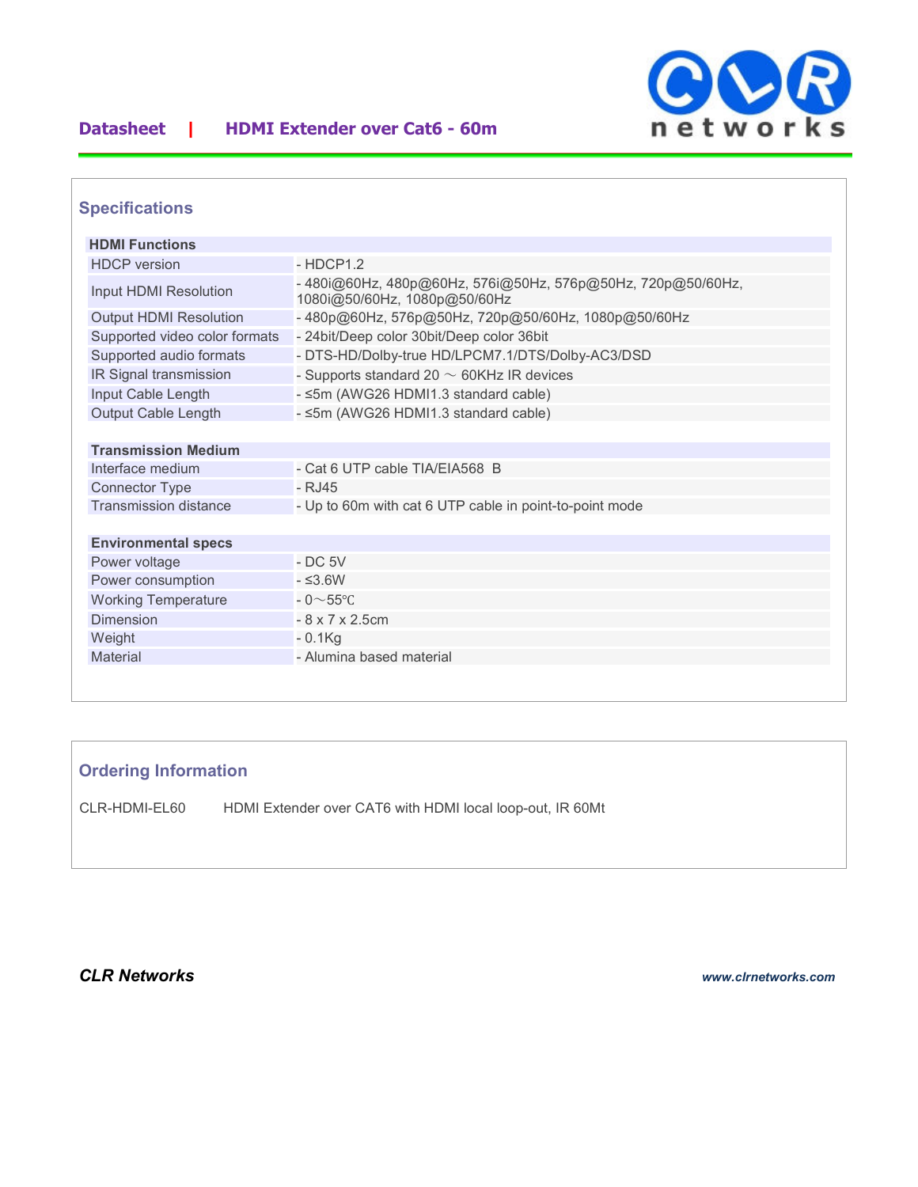Datasheet | HDMI Extender over Cat6 - 60m

## Specifications

| | |
|---|---|
| **HDMI Functions** | |
| HDCP version | - HDCP1.2 |
| Input HDMI Resolution | - 480i@60Hz, 480p@60Hz, 576i@50Hz, 576p@50Hz, 720p@50/60Hz, 1080i@50/60Hz, 1080p@50/60Hz |
| Output HDMI Resolution | - 480p@60Hz, 576p@50Hz, 720p@50/60Hz, 1080p@50/60Hz |
| Supported video color formats | - 24bit/Deep color 30bit/Deep color 36bit |
| Supported audio formats | - DTS-HD/Dolby-true HD/LPCM7.1/DTS/Dolby-AC3/DSD |
| IR Signal transmission | - Supports standard 20 ～ 60KHz IR devices |
| Input Cable Length | - ≤5m (AWG26 HDMI1.3 standard cable) |
| Output Cable Length | - ≤5m (AWG26 HDMI1.3 standard cable) |
| **Transmission Medium** | |
| Interface medium | - Cat 6 UTP cable TIA/EIA568 B |
| Connector Type | - RJ45 |
| Transmission distance | - Up to 60m with cat 6 UTP cable in point-to-point mode |
| **Environmental specs** | |
| Power voltage | - DC 5V |
| Power consumption | - ≤3.6W |
| Working Temperature | - 0～55℃ |
| Dimension | - 8 x 7 x 2.5cm |
| Weight | - 0.1Kg |
| Material | - Alumina based material |

## Ordering Information

CLR-HDMI-EL60 HDMI Extender over CAT6 with HDMI local loop-out, IR 60Mt